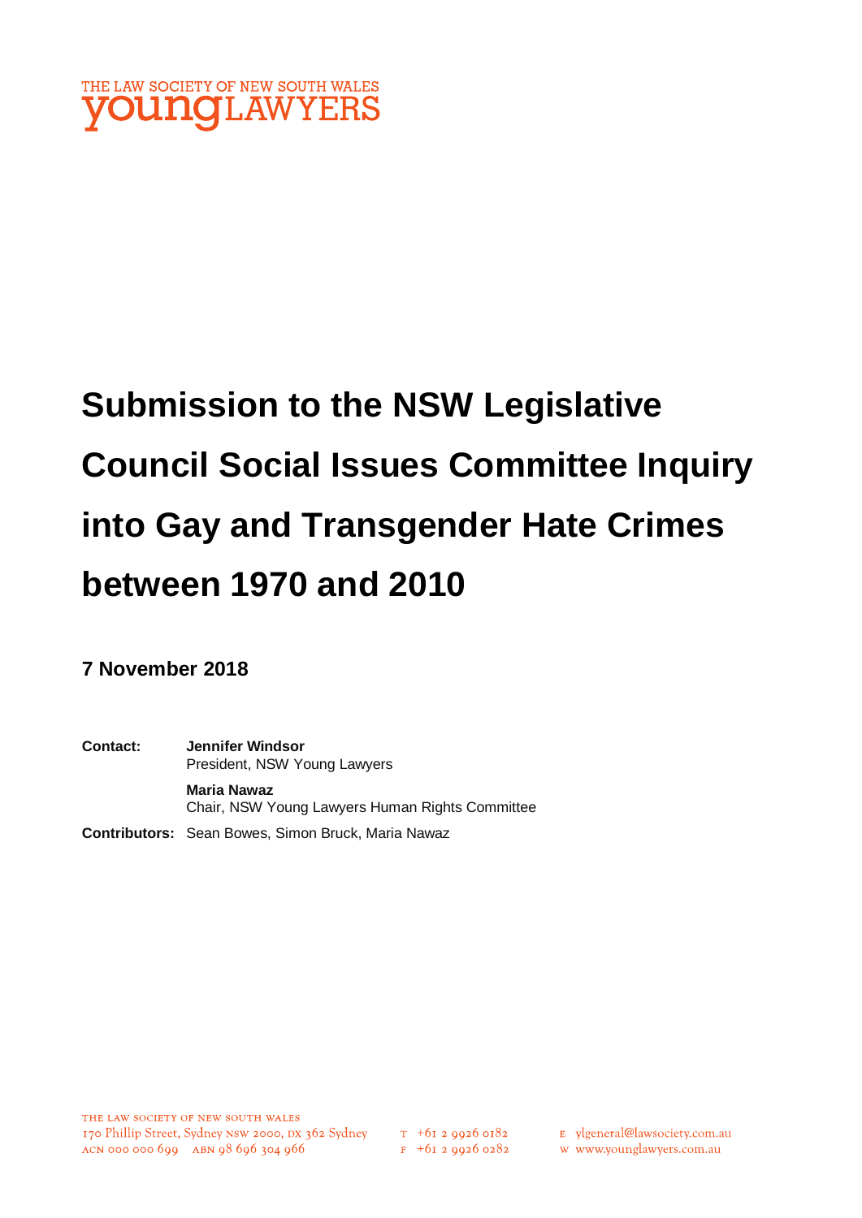THE LAW SOCIETY OF NEW SOUTH WALES
young LAWYERS

# Submission to the NSW Legislative Council Social Issues Committee Inquiry into Gay and Transgender Hate Crimes between 1970 and 2010

**7 November 2018**

**Contact:** **Jennifer Windsor**
President, NSW Young Lawyers

**Maria Nawaz**
Chair, NSW Young Lawyers Human Rights Committee

**Contributors:** Sean Bowes, Simon Bruck, Maria Nawaz

THE LAW SOCIETY OF NEW SOUTH WALES
170 Phillip Street, Sydney NSW 2000, DX 362 Sydney
ACN 000 000 699 ABN 98 696 304 966

T +61 2 9926 0182
F +61 2 9926 0282

E ylgeneral@lawsociety.com.au
W www.younglawyers.com.au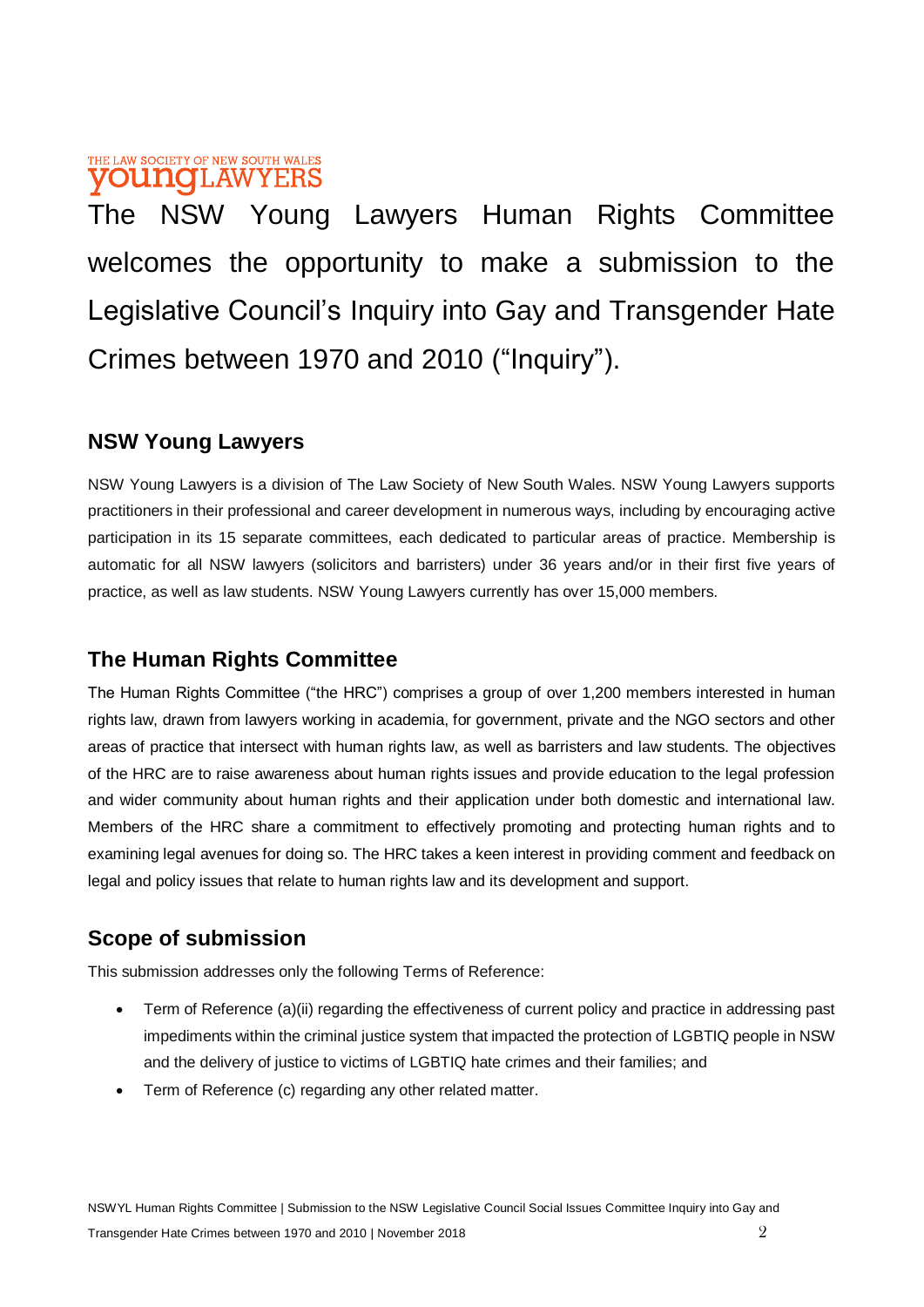THE LAW SOCIETY OF NEW SOUTH WALES
**youngLAWYERS**

The NSW Young Lawyers Human Rights Committee welcomes the opportunity to make a submission to the Legislative Council's Inquiry into Gay and Transgender Hate Crimes between 1970 and 2010 ("Inquiry").

## NSW Young Lawyers

NSW Young Lawyers is a division of The Law Society of New South Wales. NSW Young Lawyers supports practitioners in their professional and career development in numerous ways, including by encouraging active participation in its 15 separate committees, each dedicated to particular areas of practice. Membership is automatic for all NSW lawyers (solicitors and barristers) under 36 years and/or in their first five years of practice, as well as law students. NSW Young Lawyers currently has over 15,000 members.

## The Human Rights Committee

The Human Rights Committee ("the HRC") comprises a group of over 1,200 members interested in human rights law, drawn from lawyers working in academia, for government, private and the NGO sectors and other areas of practice that intersect with human rights law, as well as barristers and law students. The objectives of the HRC are to raise awareness about human rights issues and provide education to the legal profession and wider community about human rights and their application under both domestic and international law. Members of the HRC share a commitment to effectively promoting and protecting human rights and to examining legal avenues for doing so. The HRC takes a keen interest in providing comment and feedback on legal and policy issues that relate to human rights law and its development and support.

## Scope of submission

This submission addresses only the following Terms of Reference:

- Term of Reference (a)(ii) regarding the effectiveness of current policy and practice in addressing past impediments within the criminal justice system that impacted the protection of LGBTIQ people in NSW and the delivery of justice to victims of LGBTIQ hate crimes and their families; and
- Term of Reference (c) regarding any other related matter.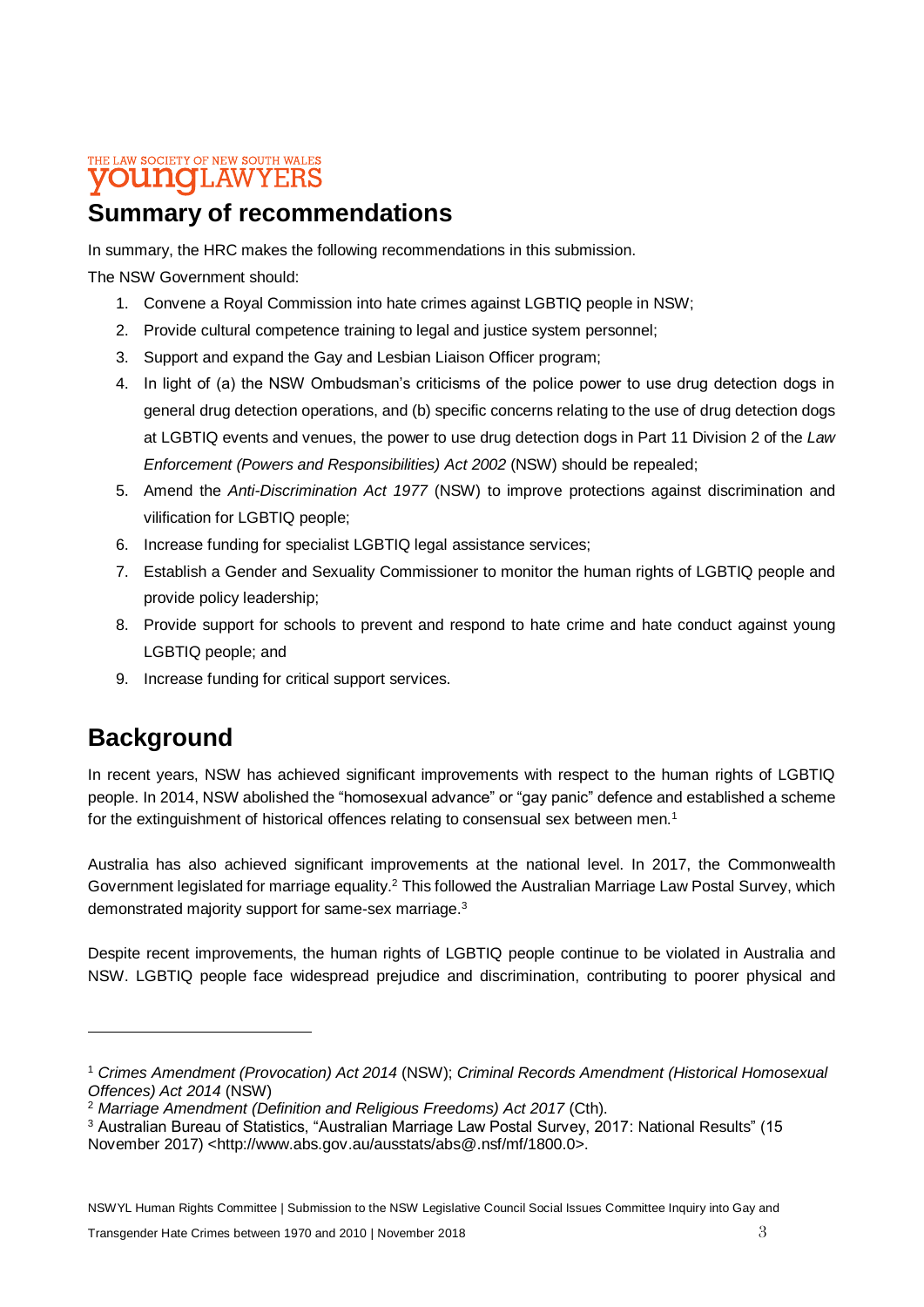## Summary of recommendations

In summary, the HRC makes the following recommendations in this submission.

The NSW Government should:

1. Convene a Royal Commission into hate crimes against LGBTIQ people in NSW;
2. Provide cultural competence training to legal and justice system personnel;
3. Support and expand the Gay and Lesbian Liaison Officer program;
4. In light of (a) the NSW Ombudsman's criticisms of the police power to use drug detection dogs in general drug detection operations, and (b) specific concerns relating to the use of drug detection dogs at LGBTIQ events and venues, the power to use drug detection dogs in Part 11 Division 2 of the *Law Enforcement (Powers and Responsibilities) Act 2002* (NSW) should be repealed;
5. Amend the *Anti-Discrimination Act 1977* (NSW) to improve protections against discrimination and vilification for LGBTIQ people;
6. Increase funding for specialist LGBTIQ legal assistance services;
7. Establish a Gender and Sexuality Commissioner to monitor the human rights of LGBTIQ people and provide policy leadership;
8. Provide support for schools to prevent and respond to hate crime and hate conduct against young LGBTIQ people; and
9. Increase funding for critical support services.

## Background

In recent years, NSW has achieved significant improvements with respect to the human rights of LGBTIQ people. In 2014, NSW abolished the "homosexual advance" or "gay panic" defence and established a scheme for the extinguishment of historical offences relating to consensual sex between men.[1]

Australia has also achieved significant improvements at the national level. In 2017, the Commonwealth Government legislated for marriage equality.[2] This followed the Australian Marriage Law Postal Survey, which demonstrated majority support for same-sex marriage.[3]

Despite recent improvements, the human rights of LGBTIQ people continue to be violated in Australia and NSW. LGBTIQ people face widespread prejudice and discrimination, contributing to poorer physical and

---

[1] *Crimes Amendment (Provocation) Act 2014* (NSW); *Criminal Records Amendment (Historical Homosexual Offences) Act 2014* (NSW)

[2] *Marriage Amendment (Definition and Religious Freedoms) Act 2017* (Cth).

[3] Australian Bureau of Statistics, "Australian Marriage Law Postal Survey, 2017: National Results" (15 November 2017) <http://www.abs.gov.au/ausstats/abs@.nsf/mf/1800.0>.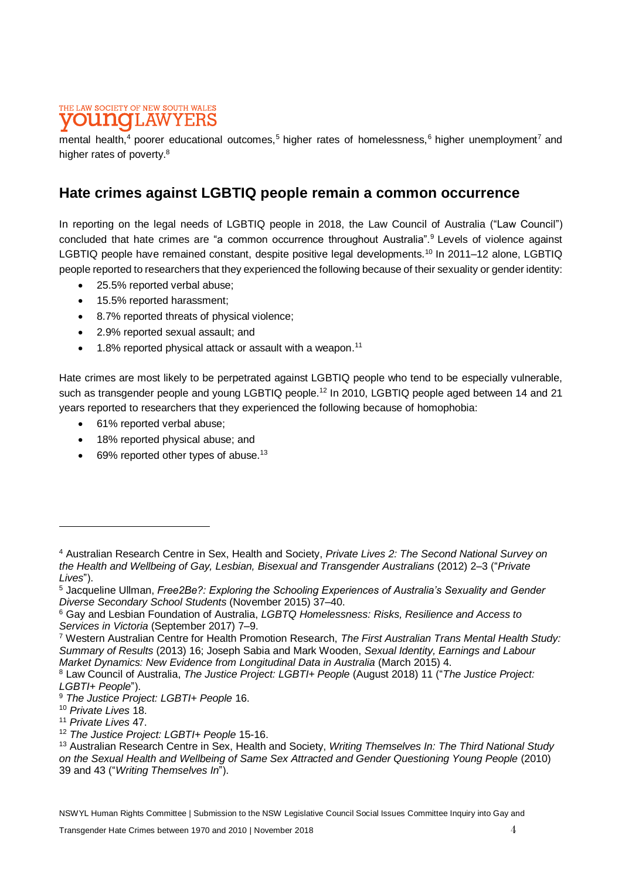mental health,[4] poorer educational outcomes,[5] higher rates of homelessness,[6] higher unemployment[7] and higher rates of poverty.[8]

## Hate crimes against LGBTIQ people remain a common occurrence

In reporting on the legal needs of LGBTIQ people in 2018, the Law Council of Australia ("Law Council") concluded that hate crimes are "a common occurrence throughout Australia".[9] Levels of violence against LGBTIQ people have remained constant, despite positive legal developments.[10] In 2011–12 alone, LGBTIQ people reported to researchers that they experienced the following because of their sexuality or gender identity:

- 25.5% reported verbal abuse;
- 15.5% reported harassment;
- 8.7% reported threats of physical violence;
- 2.9% reported sexual assault; and
- 1.8% reported physical attack or assault with a weapon.[11]

Hate crimes are most likely to be perpetrated against LGBTIQ people who tend to be especially vulnerable, such as transgender people and young LGBTIQ people.[12] In 2010, LGBTIQ people aged between 14 and 21 years reported to researchers that they experienced the following because of homophobia:

- 61% reported verbal abuse;
- 18% reported physical abuse; and
- 69% reported other types of abuse.[13]

---

[4] Australian Research Centre in Sex, Health and Society, *Private Lives 2: The Second National Survey on the Health and Wellbeing of Gay, Lesbian, Bisexual and Transgender Australians* (2012) 2–3 ("*Private Lives*").

[5] Jacqueline Ullman, *Free2Be?: Exploring the Schooling Experiences of Australia's Sexuality and Gender Diverse Secondary School Students* (November 2015) 37–40.

[6] Gay and Lesbian Foundation of Australia, *LGBTQ Homelessness: Risks, Resilience and Access to Services in Victoria* (September 2017) 7–9.

[7] Western Australian Centre for Health Promotion Research, *The First Australian Trans Mental Health Study: Summary of Results* (2013) 16; Joseph Sabia and Mark Wooden, *Sexual Identity, Earnings and Labour Market Dynamics: New Evidence from Longitudinal Data in Australia* (March 2015) 4.

[8] Law Council of Australia, *The Justice Project: LGBTI+ People* (August 2018) 11 ("*The Justice Project: LGBTI+ People*").

[9] *The Justice Project: LGBTI+ People* 16.

[10] *Private Lives* 18.

[11] *Private Lives* 47.

[12] *The Justice Project: LGBTI+ People* 15-16.

[13] Australian Research Centre in Sex, Health and Society, *Writing Themselves In: The Third National Study on the Sexual Health and Wellbeing of Same Sex Attracted and Gender Questioning Young People* (2010) 39 and 43 ("*Writing Themselves In*").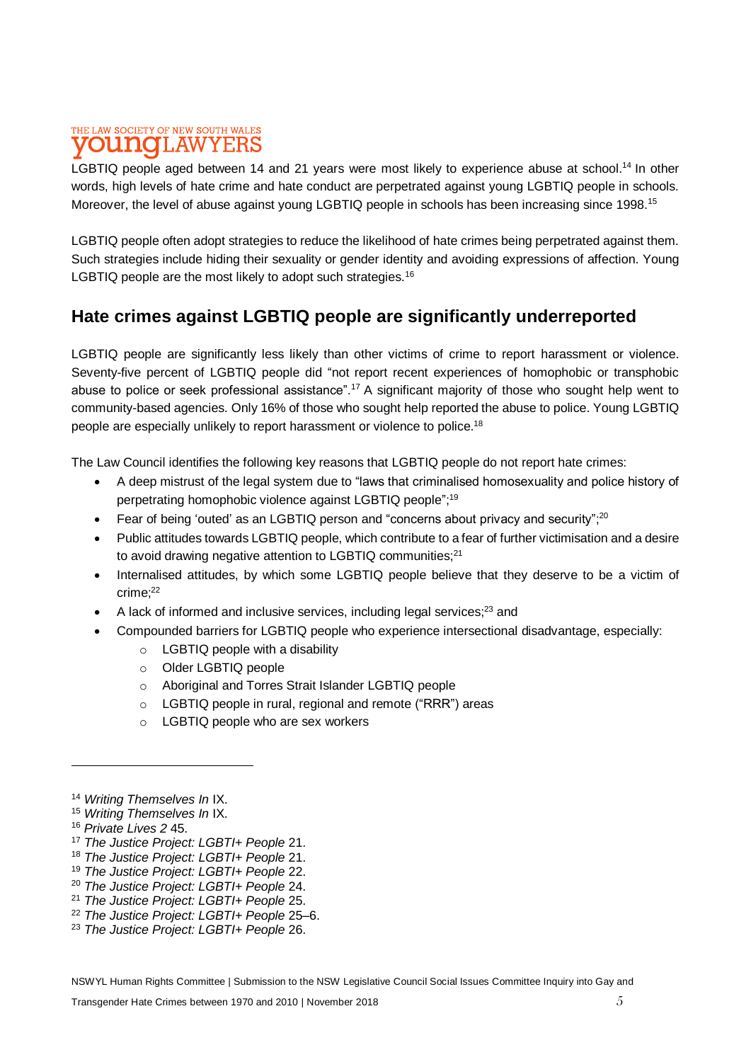LGBTIQ people aged between 14 and 21 years were most likely to experience abuse at school.[14] In other words, high levels of hate crime and hate conduct are perpetrated against young LGBTIQ people in schools. Moreover, the level of abuse against young LGBTIQ people in schools has been increasing since 1998.[15]

LGBTIQ people often adopt strategies to reduce the likelihood of hate crimes being perpetrated against them. Such strategies include hiding their sexuality or gender identity and avoiding expressions of affection. Young LGBTIQ people are the most likely to adopt such strategies.[16]

## Hate crimes against LGBTIQ people are significantly underreported

LGBTIQ people are significantly less likely than other victims of crime to report harassment or violence. Seventy-five percent of LGBTIQ people did "not report recent experiences of homophobic or transphobic abuse to police or seek professional assistance".[17] A significant majority of those who sought help went to community-based agencies. Only 16% of those who sought help reported the abuse to police. Young LGBTIQ people are especially unlikely to report harassment or violence to police.[18]

The Law Council identifies the following key reasons that LGBTIQ people do not report hate crimes:

- A deep mistrust of the legal system due to "laws that criminalised homosexuality and police history of perpetrating homophobic violence against LGBTIQ people";[19]
- Fear of being 'outed' as an LGBTIQ person and "concerns about privacy and security";[20]
- Public attitudes towards LGBTIQ people, which contribute to a fear of further victimisation and a desire to avoid drawing negative attention to LGBTIQ communities;[21]
- Internalised attitudes, by which some LGBTIQ people believe that they deserve to be a victim of crime;[22]
- A lack of informed and inclusive services, including legal services;[23] and
- Compounded barriers for LGBTIQ people who experience intersectional disadvantage, especially:
  - LGBTIQ people with a disability
  - Older LGBTIQ people
  - Aboriginal and Torres Strait Islander LGBTIQ people
  - LGBTIQ people in rural, regional and remote ("RRR") areas
  - LGBTIQ people who are sex workers

---

[14] *Writing Themselves In* IX.
[15] *Writing Themselves In* IX.
[16] *Private Lives 2* 45.
[17] *The Justice Project: LGBTI+ People* 21.
[18] *The Justice Project: LGBTI+ People* 21.
[19] *The Justice Project: LGBTI+ People* 22.
[20] *The Justice Project: LGBTI+ People* 24.
[21] *The Justice Project: LGBTI+ People* 25.
[22] *The Justice Project: LGBTI+ People* 25–6.
[23] *The Justice Project: LGBTI+ People* 26.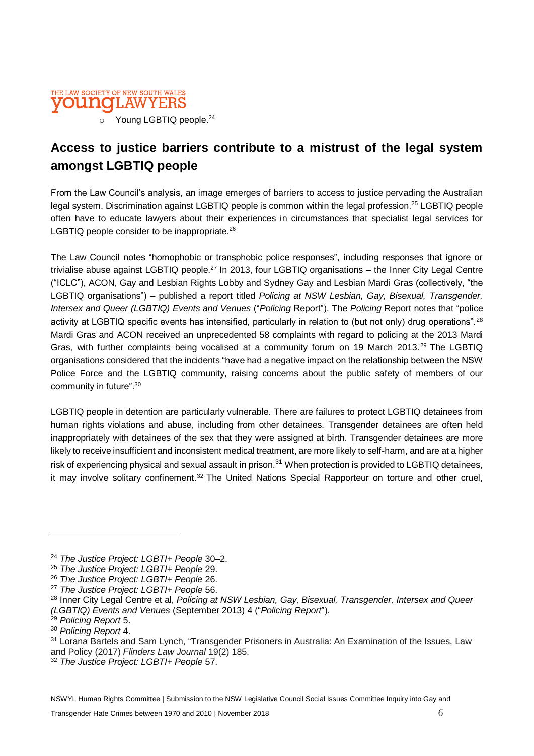- Young LGBTIQ people.[24]

## Access to justice barriers contribute to a mistrust of the legal system amongst LGBTIQ people

From the Law Council's analysis, an image emerges of barriers to access to justice pervading the Australian legal system. Discrimination against LGBTIQ people is common within the legal profession.[25] LGBTIQ people often have to educate lawyers about their experiences in circumstances that specialist legal services for LGBTIQ people consider to be inappropriate.[26]

The Law Council notes "homophobic or transphobic police responses", including responses that ignore or trivialise abuse against LGBTIQ people.[27] In 2013, four LGBTIQ organisations – the Inner City Legal Centre ("ICLC"), ACON, Gay and Lesbian Rights Lobby and Sydney Gay and Lesbian Mardi Gras (collectively, "the LGBTIQ organisations") – published a report titled *Policing at NSW Lesbian, Gay, Bisexual, Transgender, Intersex and Queer (LGBTIQ) Events and Venues* ("*Policing* Report"). The *Policing* Report notes that "police activity at LGBTIQ specific events has intensified, particularly in relation to (but not only) drug operations".[28] Mardi Gras and ACON received an unprecedented 58 complaints with regard to policing at the 2013 Mardi Gras, with further complaints being vocalised at a community forum on 19 March 2013.[29] The LGBTIQ organisations considered that the incidents "have had a negative impact on the relationship between the NSW Police Force and the LGBTIQ community, raising concerns about the public safety of members of our community in future".[30]

LGBTIQ people in detention are particularly vulnerable. There are failures to protect LGBTIQ detainees from human rights violations and abuse, including from other detainees. Transgender detainees are often held inappropriately with detainees of the sex that they were assigned at birth. Transgender detainees are more likely to receive insufficient and inconsistent medical treatment, are more likely to self-harm, and are at a higher risk of experiencing physical and sexual assault in prison.[31] When protection is provided to LGBTIQ detainees, it may involve solitary confinement.[32] The United Nations Special Rapporteur on torture and other cruel,

---

[24] *The Justice Project: LGBTI+ People* 30–2.
[25] *The Justice Project: LGBTI+ People* 29.
[26] *The Justice Project: LGBTI+ People* 26.
[27] *The Justice Project: LGBTI+ People* 56.
[28] Inner City Legal Centre et al, *Policing at NSW Lesbian, Gay, Bisexual, Transgender, Intersex and Queer (LGBTIQ) Events and Venues* (September 2013) 4 ("*Policing Report*").
[29] *Policing Report* 5.
[30] *Policing Report* 4.
[31] Lorana Bartels and Sam Lynch, "Transgender Prisoners in Australia: An Examination of the Issues, Law and Policy (2017) *Flinders Law Journal* 19(2) 185.
[32] *The Justice Project: LGBTI+ People* 57.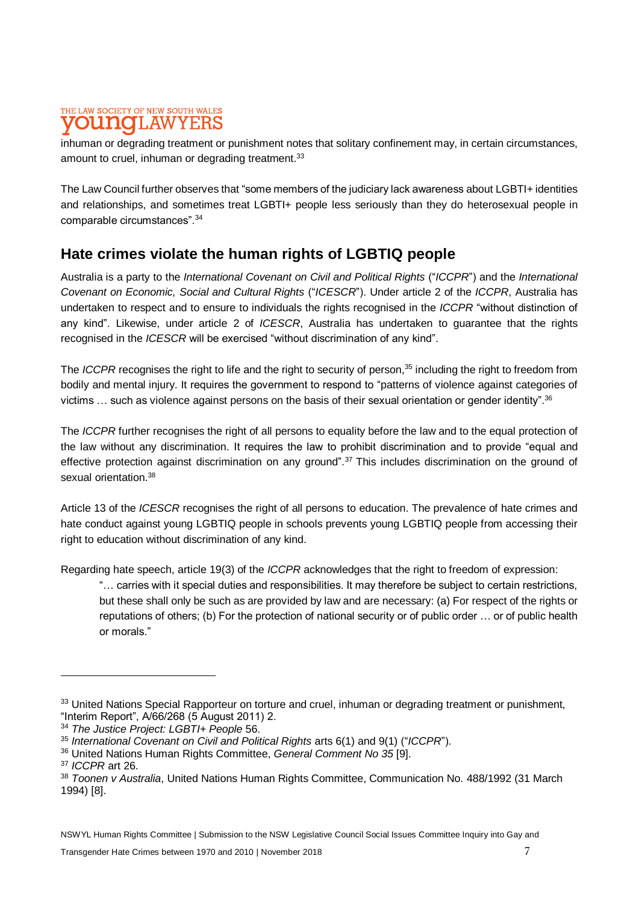inhuman or degrading treatment or punishment notes that solitary confinement may, in certain circumstances, amount to cruel, inhuman or degrading treatment.[33]

The Law Council further observes that "some members of the judiciary lack awareness about LGBTI+ identities and relationships, and sometimes treat LGBTI+ people less seriously than they do heterosexual people in comparable circumstances".[34]

## Hate crimes violate the human rights of LGBTIQ people

Australia is a party to the *International Covenant on Civil and Political Rights* ("*ICCPR*") and the *International Covenant on Economic, Social and Cultural Rights* ("*ICESCR*"). Under article 2 of the *ICCPR*, Australia has undertaken to respect and to ensure to individuals the rights recognised in the *ICCPR* "without distinction of any kind". Likewise, under article 2 of *ICESCR*, Australia has undertaken to guarantee that the rights recognised in the *ICESCR* will be exercised "without discrimination of any kind".

The *ICCPR* recognises the right to life and the right to security of person,[35] including the right to freedom from bodily and mental injury. It requires the government to respond to "patterns of violence against categories of victims … such as violence against persons on the basis of their sexual orientation or gender identity".[36]

The *ICCPR* further recognises the right of all persons to equality before the law and to the equal protection of the law without any discrimination. It requires the law to prohibit discrimination and to provide "equal and effective protection against discrimination on any ground".[37] This includes discrimination on the ground of sexual orientation.[38]

Article 13 of the *ICESCR* recognises the right of all persons to education. The prevalence of hate crimes and hate conduct against young LGBTIQ people in schools prevents young LGBTIQ people from accessing their right to education without discrimination of any kind.

Regarding hate speech, article 19(3) of the *ICCPR* acknowledges that the right to freedom of expression:

> "… carries with it special duties and responsibilities. It may therefore be subject to certain restrictions, but these shall only be such as are provided by law and are necessary: (a) For respect of the rights or reputations of others; (b) For the protection of national security or of public order … or of public health or morals."

---

[33] United Nations Special Rapporteur on torture and cruel, inhuman or degrading treatment or punishment, "Interim Report", A/66/268 (5 August 2011) 2.

[34] *The Justice Project: LGBTI+ People* 56.

[35] *International Covenant on Civil and Political Rights* arts 6(1) and 9(1) ("*ICCPR*").

[36] United Nations Human Rights Committee, *General Comment No 35* [9].

[37] *ICCPR* art 26.

[38] *Toonen v Australia*, United Nations Human Rights Committee, Communication No. 488/1992 (31 March 1994) [8].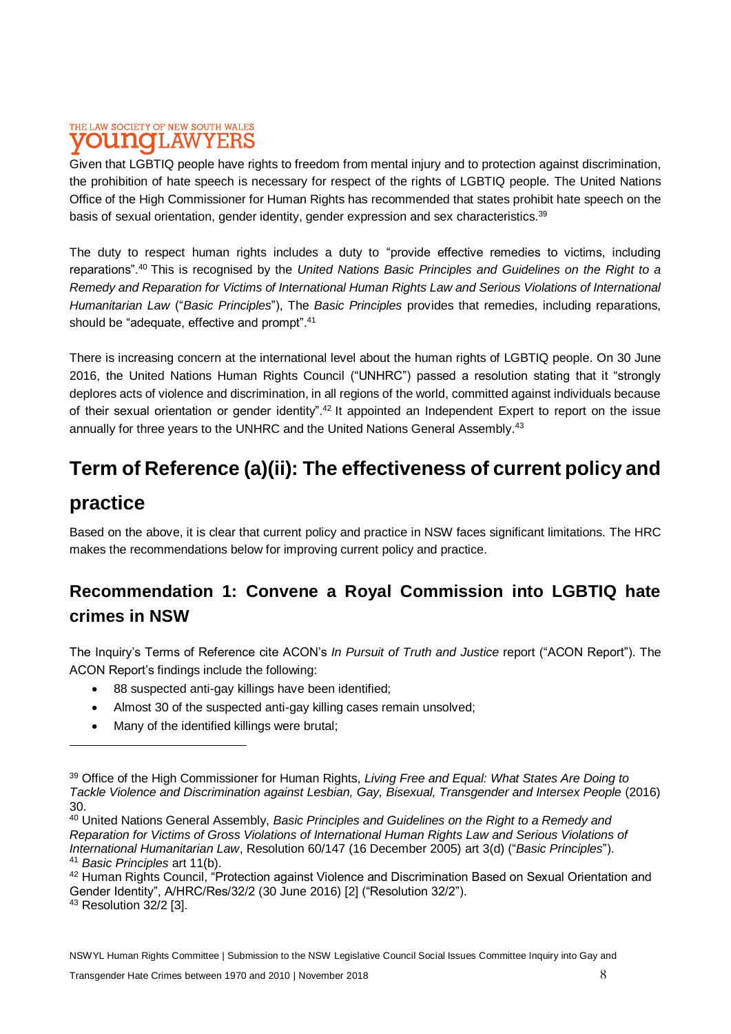Given that LGBTIQ people have rights to freedom from mental injury and to protection against discrimination, the prohibition of hate speech is necessary for respect of the rights of LGBTIQ people. The United Nations Office of the High Commissioner for Human Rights has recommended that states prohibit hate speech on the basis of sexual orientation, gender identity, gender expression and sex characteristics.[39]

The duty to respect human rights includes a duty to "provide effective remedies to victims, including reparations".[40] This is recognised by the *United Nations Basic Principles and Guidelines on the Right to a Remedy and Reparation for Victims of International Human Rights Law and Serious Violations of International Humanitarian Law* ("*Basic Principles*"), The *Basic Principles* provides that remedies, including reparations, should be "adequate, effective and prompt".[41]

There is increasing concern at the international level about the human rights of LGBTIQ people. On 30 June 2016, the United Nations Human Rights Council ("UNHRC") passed a resolution stating that it "strongly deplores acts of violence and discrimination, in all regions of the world, committed against individuals because of their sexual orientation or gender identity".[42] It appointed an Independent Expert to report on the issue annually for three years to the UNHRC and the United Nations General Assembly.[43]

# Term of Reference (a)(ii): The effectiveness of current policy and practice

Based on the above, it is clear that current policy and practice in NSW faces significant limitations. The HRC makes the recommendations below for improving current policy and practice.

## Recommendation 1: Convene a Royal Commission into LGBTIQ hate crimes in NSW

The Inquiry's Terms of Reference cite ACON's *In Pursuit of Truth and Justice* report ("ACON Report"). The ACON Report's findings include the following:

- 88 suspected anti-gay killings have been identified;
- Almost 30 of the suspected anti-gay killing cases remain unsolved;
- Many of the identified killings were brutal;

---

[39] Office of the High Commissioner for Human Rights, *Living Free and Equal: What States Are Doing to Tackle Violence and Discrimination against Lesbian, Gay, Bisexual, Transgender and Intersex People* (2016) 30.

[40] United Nations General Assembly, *Basic Principles and Guidelines on the Right to a Remedy and Reparation for Victims of Gross Violations of International Human Rights Law and Serious Violations of International Humanitarian Law*, Resolution 60/147 (16 December 2005) art 3(d) ("*Basic Principles*").

[41] *Basic Principles* art 11(b).

[42] Human Rights Council, "Protection against Violence and Discrimination Based on Sexual Orientation and Gender Identity", A/HRC/Res/32/2 (30 June 2016) [2] ("Resolution 32/2").

[43] Resolution 32/2 [3].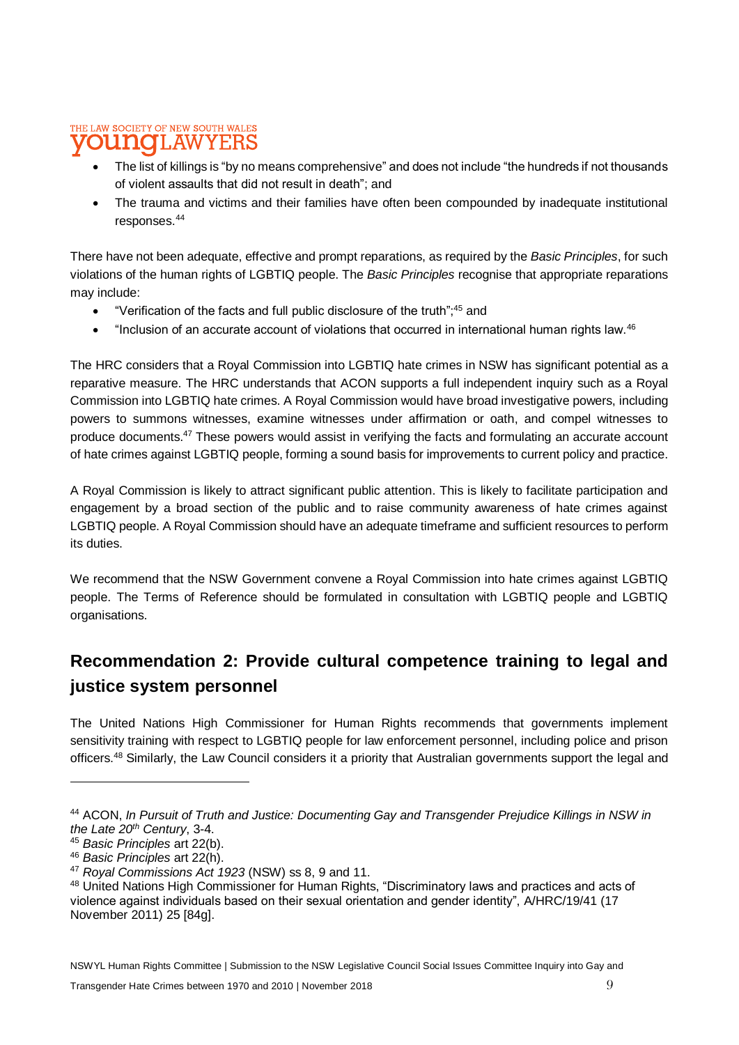- The list of killings is "by no means comprehensive" and does not include "the hundreds if not thousands of violent assaults that did not result in death"; and
- The trauma and victims and their families have often been compounded by inadequate institutional responses.[44]

There have not been adequate, effective and prompt reparations, as required by the *Basic Principles*, for such violations of the human rights of LGBTIQ people. The *Basic Principles* recognise that appropriate reparations may include:

- "Verification of the facts and full public disclosure of the truth";[45] and
- "Inclusion of an accurate account of violations that occurred in international human rights law.[46]

The HRC considers that a Royal Commission into LGBTIQ hate crimes in NSW has significant potential as a reparative measure. The HRC understands that ACON supports a full independent inquiry such as a Royal Commission into LGBTIQ hate crimes. A Royal Commission would have broad investigative powers, including powers to summons witnesses, examine witnesses under affirmation or oath, and compel witnesses to produce documents.[47] These powers would assist in verifying the facts and formulating an accurate account of hate crimes against LGBTIQ people, forming a sound basis for improvements to current policy and practice.

A Royal Commission is likely to attract significant public attention. This is likely to facilitate participation and engagement by a broad section of the public and to raise community awareness of hate crimes against LGBTIQ people. A Royal Commission should have an adequate timeframe and sufficient resources to perform its duties.

We recommend that the NSW Government convene a Royal Commission into hate crimes against LGBTIQ people. The Terms of Reference should be formulated in consultation with LGBTIQ people and LGBTIQ organisations.

## Recommendation 2: Provide cultural competence training to legal and justice system personnel

The United Nations High Commissioner for Human Rights recommends that governments implement sensitivity training with respect to LGBTIQ people for law enforcement personnel, including police and prison officers.[48] Similarly, the Law Council considers it a priority that Australian governments support the legal and

---

[44] ACON, *In Pursuit of Truth and Justice: Documenting Gay and Transgender Prejudice Killings in NSW in the Late 20th Century*, 3-4.

[45] *Basic Principles* art 22(b).

[46] *Basic Principles* art 22(h).

[47] *Royal Commissions Act 1923* (NSW) ss 8, 9 and 11.

[48] United Nations High Commissioner for Human Rights, "Discriminatory laws and practices and acts of violence against individuals based on their sexual orientation and gender identity", A/HRC/19/41 (17 November 2011) 25 [84g].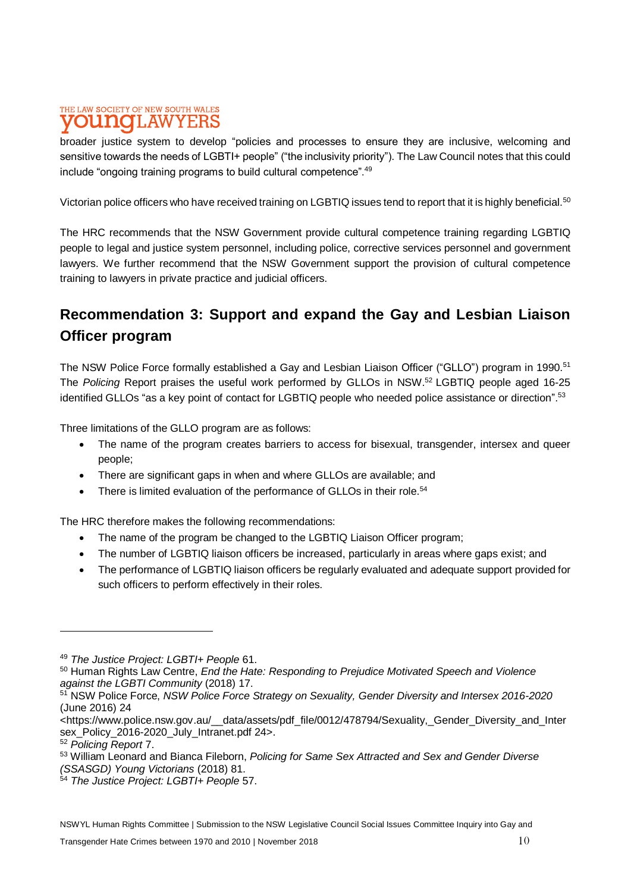broader justice system to develop "policies and processes to ensure they are inclusive, welcoming and sensitive towards the needs of LGBTI+ people" ("the inclusivity priority"). The Law Council notes that this could include "ongoing training programs to build cultural competence".[49]

Victorian police officers who have received training on LGBTIQ issues tend to report that it is highly beneficial.[50]

The HRC recommends that the NSW Government provide cultural competence training regarding LGBTIQ people to legal and justice system personnel, including police, corrective services personnel and government lawyers. We further recommend that the NSW Government support the provision of cultural competence training to lawyers in private practice and judicial officers.

## Recommendation 3: Support and expand the Gay and Lesbian Liaison Officer program

The NSW Police Force formally established a Gay and Lesbian Liaison Officer ("GLLO") program in 1990.[51] The *Policing* Report praises the useful work performed by GLLOs in NSW.[52] LGBTIQ people aged 16-25 identified GLLOs "as a key point of contact for LGBTIQ people who needed police assistance or direction".[53]

Three limitations of the GLLO program are as follows:

- The name of the program creates barriers to access for bisexual, transgender, intersex and queer people;
- There are significant gaps in when and where GLLOs are available; and
- There is limited evaluation of the performance of GLLOs in their role.[54]

The HRC therefore makes the following recommendations:

- The name of the program be changed to the LGBTIQ Liaison Officer program;
- The number of LGBTIQ liaison officers be increased, particularly in areas where gaps exist; and
- The performance of LGBTIQ liaison officers be regularly evaluated and adequate support provided for such officers to perform effectively in their roles.

---

[49] *The Justice Project: LGBTI+ People* 61.

[50] Human Rights Law Centre, *End the Hate: Responding to Prejudice Motivated Speech and Violence against the LGBTI Community* (2018) 17.

[51] NSW Police Force, *NSW Police Force Strategy on Sexuality, Gender Diversity and Intersex 2016-2020* (June 2016) 24 <https://www.police.nsw.gov.au/__data/assets/pdf_file/0012/478794/Sexuality,_Gender_Diversity_and_Intersex_Policy_2016-2020_July_Intranet.pdf 24>.

[52] *Policing Report* 7.

[53] William Leonard and Bianca Fileborn, *Policing for Same Sex Attracted and Sex and Gender Diverse (SSASGD) Young Victorians* (2018) 81.

[54] *The Justice Project: LGBTI+ People* 57.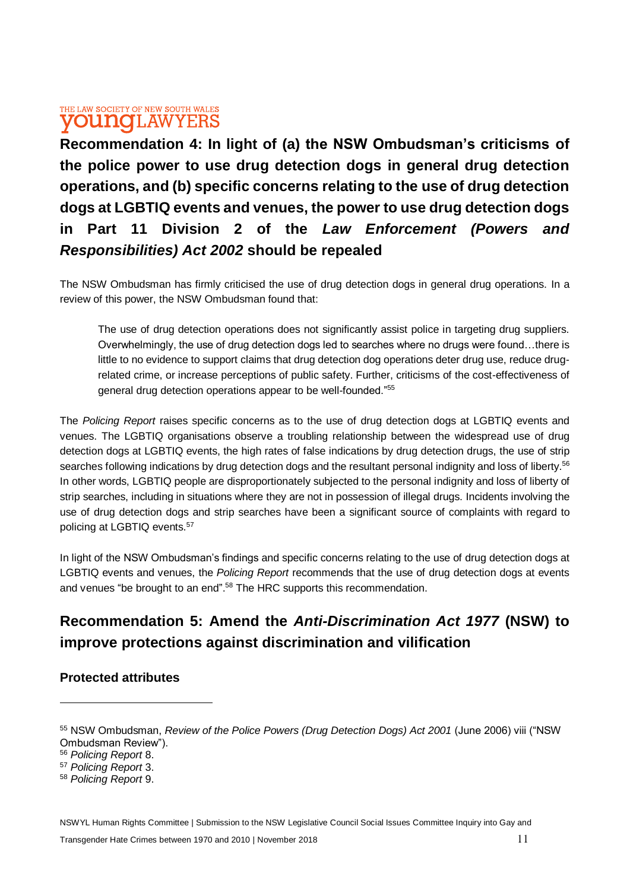## Recommendation 4: In light of (a) the NSW Ombudsman's criticisms of the police power to use drug detection dogs in general drug detection operations, and (b) specific concerns relating to the use of drug detection dogs at LGBTIQ events and venues, the power to use drug detection dogs in Part 11 Division 2 of the *Law Enforcement (Powers and Responsibilities) Act 2002* should be repealed

The NSW Ombudsman has firmly criticised the use of drug detection dogs in general drug operations. In a review of this power, the NSW Ombudsman found that:

> The use of drug detection operations does not significantly assist police in targeting drug suppliers. Overwhelmingly, the use of drug detection dogs led to searches where no drugs were found…there is little to no evidence to support claims that drug detection dog operations deter drug use, reduce drug-related crime, or increase perceptions of public safety. Further, criticisms of the cost-effectiveness of general drug detection operations appear to be well-founded."[55]

The *Policing Report* raises specific concerns as to the use of drug detection dogs at LGBTIQ events and venues. The LGBTIQ organisations observe a troubling relationship between the widespread use of drug detection dogs at LGBTIQ events, the high rates of false indications by drug detection drugs, the use of strip searches following indications by drug detection dogs and the resultant personal indignity and loss of liberty.[56] In other words, LGBTIQ people are disproportionately subjected to the personal indignity and loss of liberty of strip searches, including in situations where they are not in possession of illegal drugs. Incidents involving the use of drug detection dogs and strip searches have been a significant source of complaints with regard to policing at LGBTIQ events.[57]

In light of the NSW Ombudsman's findings and specific concerns relating to the use of drug detection dogs at LGBTIQ events and venues, the *Policing Report* recommends that the use of drug detection dogs at events and venues "be brought to an end".[58] The HRC supports this recommendation.

## Recommendation 5: Amend the *Anti-Discrimination Act 1977* (NSW) to improve protections against discrimination and vilification

### Protected attributes

---

[55] NSW Ombudsman, *Review of the Police Powers (Drug Detection Dogs) Act 2001* (June 2006) viii ("NSW Ombudsman Review").

[56] *Policing Report* 8.

[57] *Policing Report* 3.

[58] *Policing Report* 9.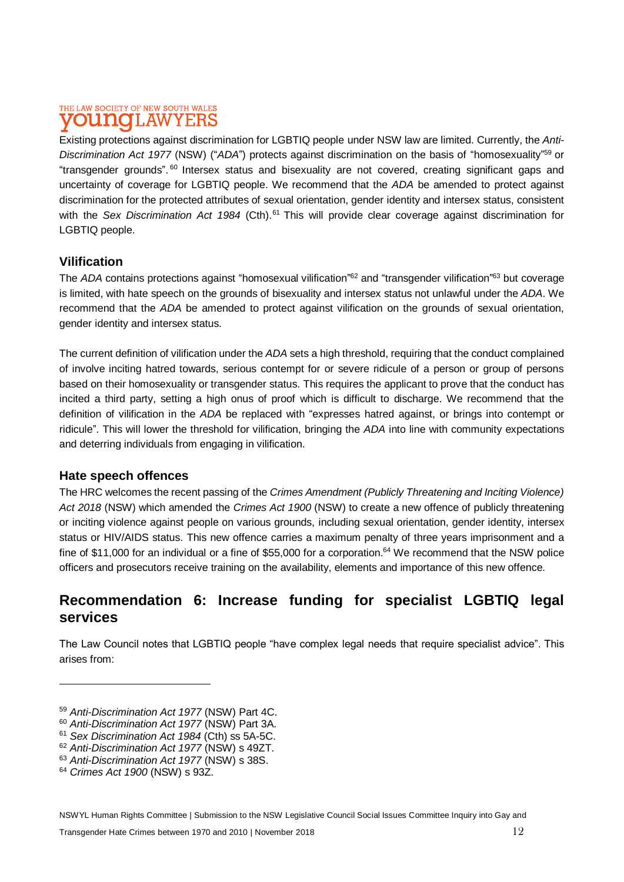Existing protections against discrimination for LGBTIQ people under NSW law are limited. Currently, the *Anti-Discrimination Act 1977* (NSW) ("*ADA*") protects against discrimination on the basis of "homosexuality"[59] or "transgender grounds".[60] Intersex status and bisexuality are not covered, creating significant gaps and uncertainty of coverage for LGBTIQ people. We recommend that the *ADA* be amended to protect against discrimination for the protected attributes of sexual orientation, gender identity and intersex status, consistent with the *Sex Discrimination Act 1984* (Cth).[61] This will provide clear coverage against discrimination for LGBTIQ people.

### Vilification

The *ADA* contains protections against "homosexual vilification"[62] and "transgender vilification"[63] but coverage is limited, with hate speech on the grounds of bisexuality and intersex status not unlawful under the *ADA*. We recommend that the *ADA* be amended to protect against vilification on the grounds of sexual orientation, gender identity and intersex status.

The current definition of vilification under the *ADA* sets a high threshold, requiring that the conduct complained of involve inciting hatred towards, serious contempt for or severe ridicule of a person or group of persons based on their homosexuality or transgender status. This requires the applicant to prove that the conduct has incited a third party, setting a high onus of proof which is difficult to discharge. We recommend that the definition of vilification in the *ADA* be replaced with "expresses hatred against, or brings into contempt or ridicule". This will lower the threshold for vilification, bringing the *ADA* into line with community expectations and deterring individuals from engaging in vilification.

### Hate speech offences

The HRC welcomes the recent passing of the *Crimes Amendment (Publicly Threatening and Inciting Violence) Act 2018* (NSW) which amended the *Crimes Act 1900* (NSW) to create a new offence of publicly threatening or inciting violence against people on various grounds, including sexual orientation, gender identity, intersex status or HIV/AIDS status. This new offence carries a maximum penalty of three years imprisonment and a fine of $11,000 for an individual or a fine of $55,000 for a corporation.[64] We recommend that the NSW police officers and prosecutors receive training on the availability, elements and importance of this new offence.

## Recommendation 6: Increase funding for specialist LGBTIQ legal services

The Law Council notes that LGBTIQ people "have complex legal needs that require specialist advice". This arises from:

---

[59] *Anti-Discrimination Act 1977* (NSW) Part 4C.
[60] *Anti-Discrimination Act 1977* (NSW) Part 3A.
[61] *Sex Discrimination Act 1984* (Cth) ss 5A-5C.
[62] *Anti-Discrimination Act 1977* (NSW) s 49ZT.
[63] *Anti-Discrimination Act 1977* (NSW) s 38S.
[64] *Crimes Act 1900* (NSW) s 93Z.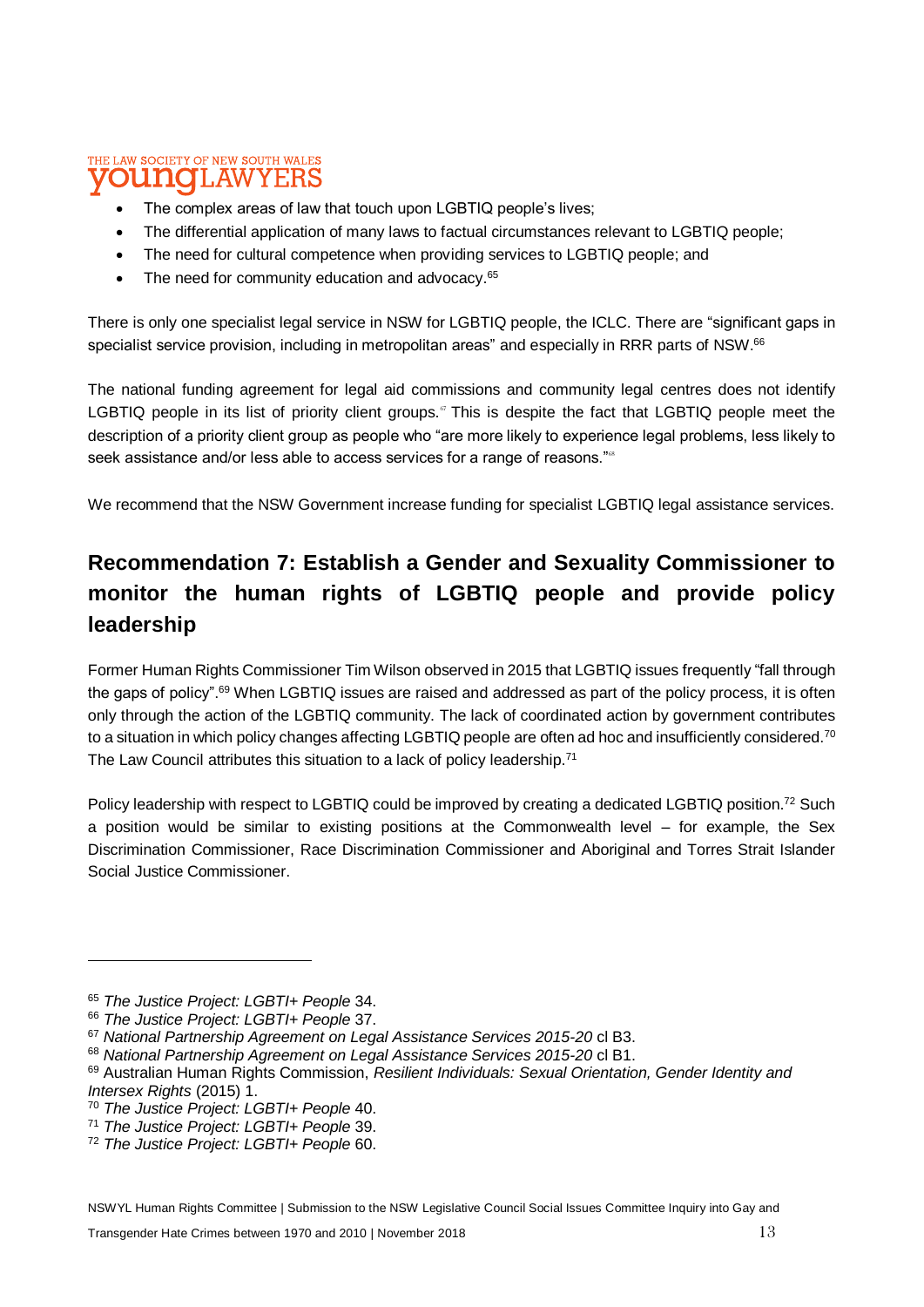- The complex areas of law that touch upon LGBTIQ people's lives;
- The differential application of many laws to factual circumstances relevant to LGBTIQ people;
- The need for cultural competence when providing services to LGBTIQ people; and
- The need for community education and advocacy.[65]

There is only one specialist legal service in NSW for LGBTIQ people, the ICLC. There are "significant gaps in specialist service provision, including in metropolitan areas" and especially in RRR parts of NSW.[66]

The national funding agreement for legal aid commissions and community legal centres does not identify LGBTIQ people in its list of priority client groups.[67] This is despite the fact that LGBTIQ people meet the description of a priority client group as people who "are more likely to experience legal problems, less likely to seek assistance and/or less able to access services for a range of reasons."[68]

We recommend that the NSW Government increase funding for specialist LGBTIQ legal assistance services.

## Recommendation 7: Establish a Gender and Sexuality Commissioner to monitor the human rights of LGBTIQ people and provide policy leadership

Former Human Rights Commissioner Tim Wilson observed in 2015 that LGBTIQ issues frequently "fall through the gaps of policy".[69] When LGBTIQ issues are raised and addressed as part of the policy process, it is often only through the action of the LGBTIQ community. The lack of coordinated action by government contributes to a situation in which policy changes affecting LGBTIQ people are often ad hoc and insufficiently considered.[70] The Law Council attributes this situation to a lack of policy leadership.[71]

Policy leadership with respect to LGBTIQ could be improved by creating a dedicated LGBTIQ position.[72] Such a position would be similar to existing positions at the Commonwealth level – for example, the Sex Discrimination Commissioner, Race Discrimination Commissioner and Aboriginal and Torres Strait Islander Social Justice Commissioner.

---

[65] *The Justice Project: LGBTI+ People* 34.
[66] *The Justice Project: LGBTI+ People* 37.
[67] *National Partnership Agreement on Legal Assistance Services 2015-20* cl B3.
[68] *National Partnership Agreement on Legal Assistance Services 2015-20* cl B1.
[69] Australian Human Rights Commission, *Resilient Individuals: Sexual Orientation, Gender Identity and Intersex Rights* (2015) 1.
[70] *The Justice Project: LGBTI+ People* 40.
[71] *The Justice Project: LGBTI+ People* 39.
[72] *The Justice Project: LGBTI+ People* 60.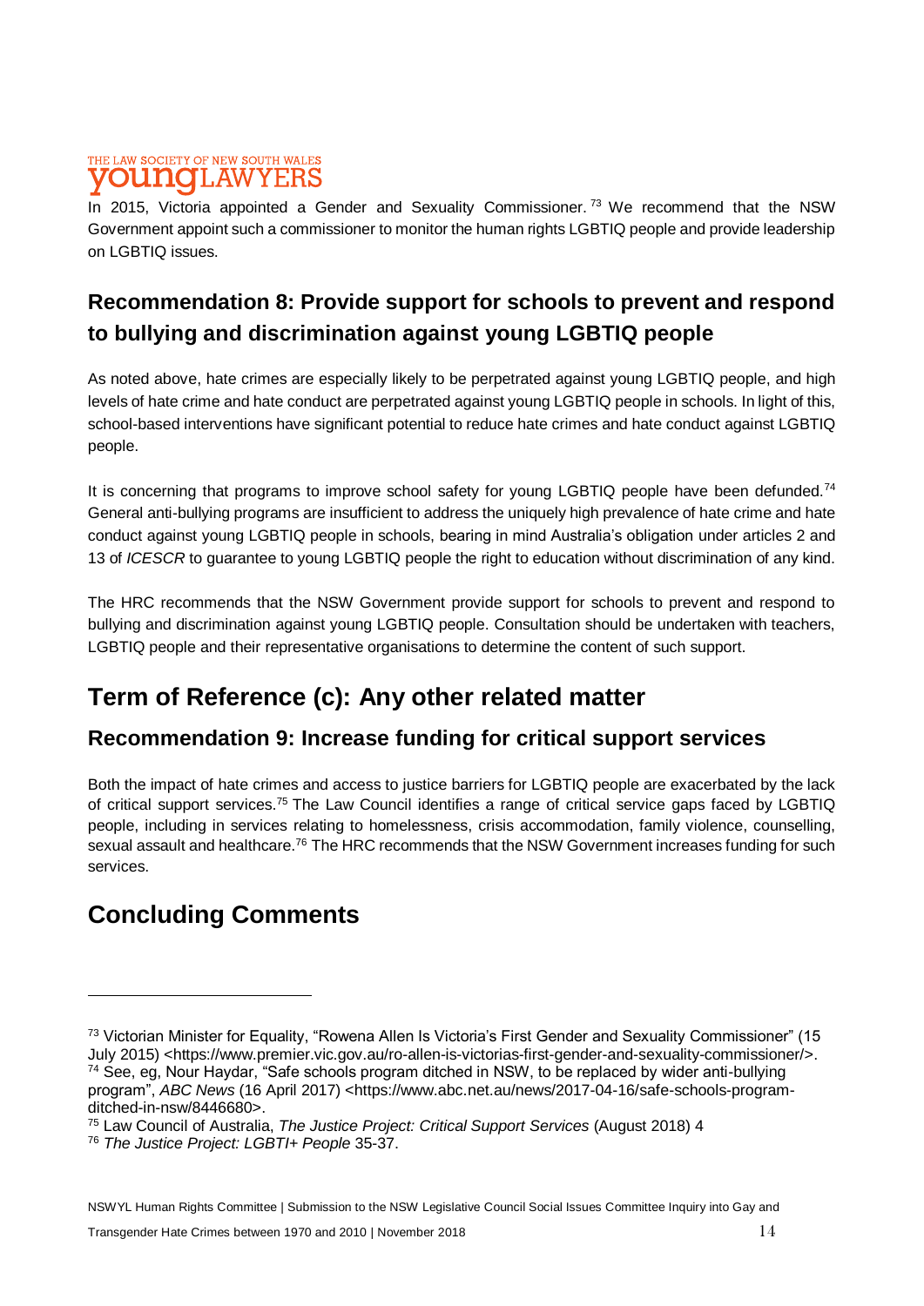In 2015, Victoria appointed a Gender and Sexuality Commissioner.[73] We recommend that the NSW Government appoint such a commissioner to monitor the human rights LGBTIQ people and provide leadership on LGBTIQ issues.

## Recommendation 8: Provide support for schools to prevent and respond to bullying and discrimination against young LGBTIQ people

As noted above, hate crimes are especially likely to be perpetrated against young LGBTIQ people, and high levels of hate crime and hate conduct are perpetrated against young LGBTIQ people in schools. In light of this, school-based interventions have significant potential to reduce hate crimes and hate conduct against LGBTIQ people.

It is concerning that programs to improve school safety for young LGBTIQ people have been defunded.[74] General anti-bullying programs are insufficient to address the uniquely high prevalence of hate crime and hate conduct against young LGBTIQ people in schools, bearing in mind Australia's obligation under articles 2 and 13 of *ICESCR* to guarantee to young LGBTIQ people the right to education without discrimination of any kind.

The HRC recommends that the NSW Government provide support for schools to prevent and respond to bullying and discrimination against young LGBTIQ people. Consultation should be undertaken with teachers, LGBTIQ people and their representative organisations to determine the content of such support.

# Term of Reference (c): Any other related matter

## Recommendation 9: Increase funding for critical support services

Both the impact of hate crimes and access to justice barriers for LGBTIQ people are exacerbated by the lack of critical support services.[75] The Law Council identifies a range of critical service gaps faced by LGBTIQ people, including in services relating to homelessness, crisis accommodation, family violence, counselling, sexual assault and healthcare.[76] The HRC recommends that the NSW Government increases funding for such services.

# Concluding Comments

---

[73] Victorian Minister for Equality, "Rowena Allen Is Victoria's First Gender and Sexuality Commissioner" (15 July 2015) <https://www.premier.vic.gov.au/ro-allen-is-victorias-first-gender-and-sexuality-commissioner/>.

[74] See, eg, Nour Haydar, "Safe schools program ditched in NSW, to be replaced by wider anti-bullying program", *ABC News* (16 April 2017) <https://www.abc.net.au/news/2017-04-16/safe-schools-program-ditched-in-nsw/8446680>.

[75] Law Council of Australia, *The Justice Project: Critical Support Services* (August 2018) 4

[76] *The Justice Project: LGBTI+ People* 35-37.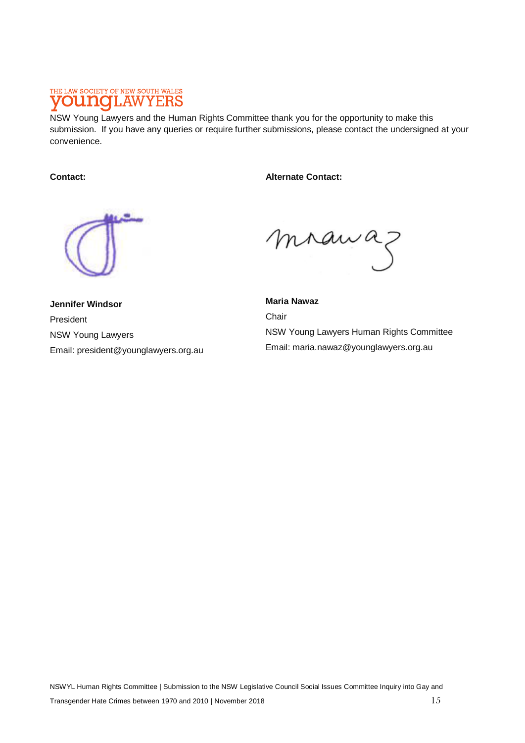NSW Young Lawyers and the Human Rights Committee thank you for the opportunity to make this submission. If you have any queries or require further submissions, please contact the undersigned at your convenience.

**Contact:**

**Jennifer Windsor**
President
NSW Young Lawyers
Email: president@younglawyers.org.au

**Alternate Contact:**

**Maria Nawaz**
Chair
NSW Young Lawyers Human Rights Committee
Email: maria.nawaz@younglawyers.org.au